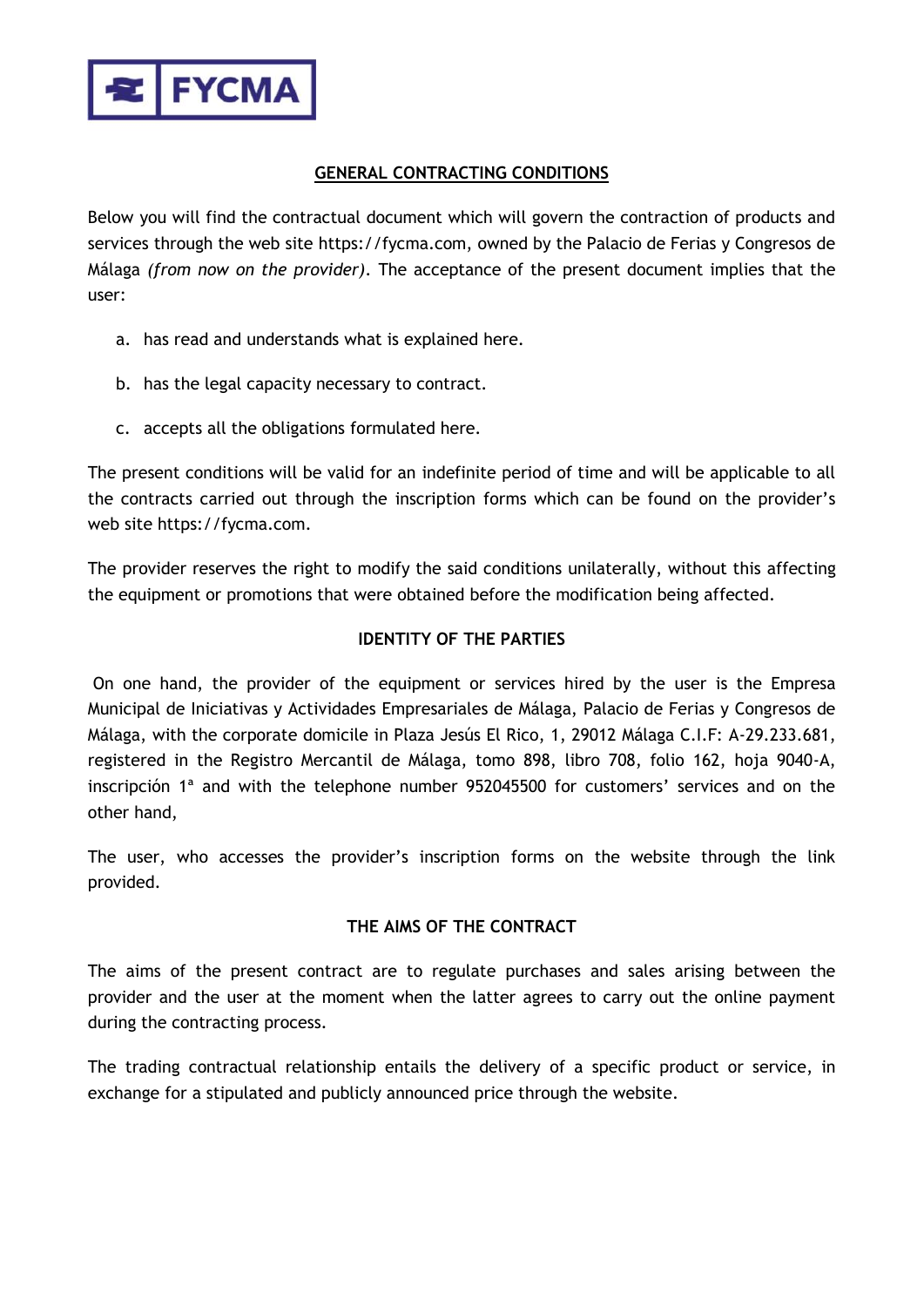FYCMA

## GENERAL CONTRACTING CONDITIONS

Below you will find the contractual document which will govern the contraction of products and services through the web site https://fycma.com, owned by the Palacio de Ferias y Congresos de Málaga *(from now on the provider)*. The acceptance of the present document implies that the user:

a. has read and understands what is explained here.

b. has the legal capacity necessary to contract.

c. accepts all the obligations formulated here.

The present conditions will be valid for an indefinite period of time and will be applicable to all the contracts carried out through the inscription forms which can be found on the provider's web site https://fycma.com.

The provider reserves the right to modify the said conditions unilaterally, without this affecting the equipment or promotions that were obtained before the modification being affected.

## IDENTITY OF THE PARTIES

On one hand, the provider of the equipment or services hired by the user is the Empresa Municipal de Iniciativas y Actividades Empresariales de Málaga, Palacio de Ferias y Congresos de Málaga, with the corporate domicile in Plaza Jesús El Rico, 1, 29012 Málaga C.I.F: A-29.233.681, registered in the Registro Mercantil de Málaga, tomo 898, libro 708, folio 162, hoja 9040-A, inscripción 1ª and with the telephone number 952045500 for customers' services and on the other hand,

The user, who accesses the provider's inscription forms on the website through the link provided.

## THE AIMS OF THE CONTRACT

The aims of the present contract are to regulate purchases and sales arising between the provider and the user at the moment when the latter agrees to carry out the online payment during the contracting process.

The trading contractual relationship entails the delivery of a specific product or service, in exchange for a stipulated and publicly announced price through the website.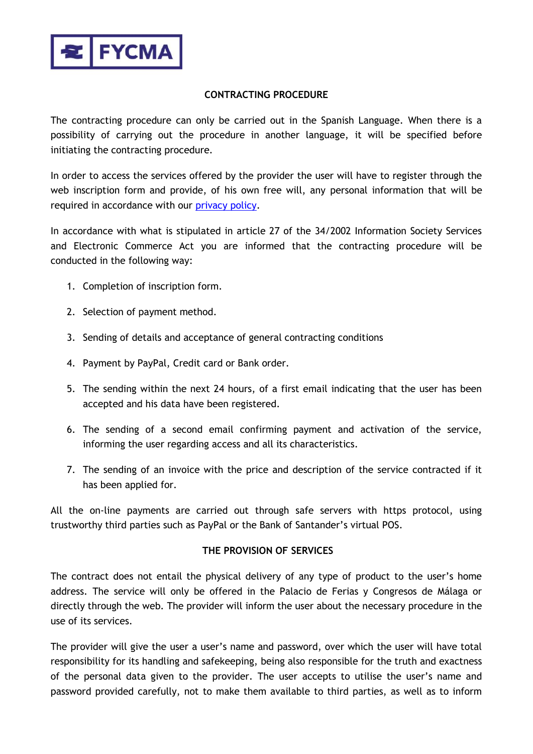## CONTRACTING PROCEDURE

The contracting procedure can only be carried out in the Spanish Language. When there is a possibility of carrying out the procedure in another language, it will be specified before initiating the contracting procedure.

In order to access the services offered by the provider the user will have to register through the web inscription form and provide, of his own free will, any personal information that will be required in accordance with our [privacy policy](privacy policy).

In accordance with what is stipulated in article 27 of the 34/2002 Information Society Services and Electronic Commerce Act you are informed that the contracting procedure will be conducted in the following way:

1. Completion of inscription form.
2. Selection of payment method.
3. Sending of details and acceptance of general contracting conditions
4. Payment by PayPal, Credit card or Bank order.
5. The sending within the next 24 hours, of a first email indicating that the user has been accepted and his data have been registered.
6. The sending of a second email confirming payment and activation of the service, informing the user regarding access and all its characteristics.
7. The sending of an invoice with the price and description of the service contracted if it has been applied for.

All the on-line payments are carried out through safe servers with https protocol, using trustworthy third parties such as PayPal or the Bank of Santander's virtual POS.

## THE PROVISION OF SERVICES

The contract does not entail the physical delivery of any type of product to the user's home address. The service will only be offered in the Palacio de Ferias y Congresos de Málaga or directly through the web. The provider will inform the user about the necessary procedure in the use of its services.

The provider will give the user a user's name and password, over which the user will have total responsibility for its handling and safekeeping, being also responsible for the truth and exactness of the personal data given to the provider. The user accepts to utilise the user's name and password provided carefully, not to make them available to third parties, as well as to inform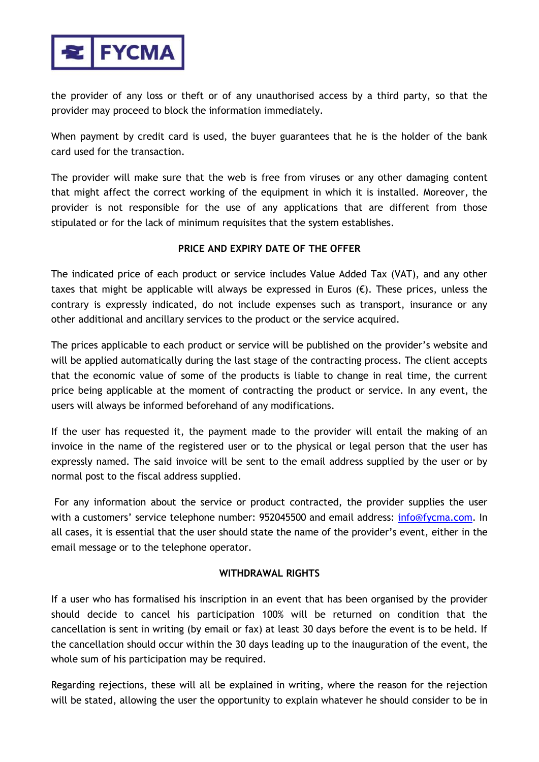the provider of any loss or theft or of any unauthorised access by a third party, so that the provider may proceed to block the information immediately.

When payment by credit card is used, the buyer guarantees that he is the holder of the bank card used for the transaction.

The provider will make sure that the web is free from viruses or any other damaging content that might affect the correct working of the equipment in which it is installed. Moreover, the provider is not responsible for the use of any applications that are different from those stipulated or for the lack of minimum requisites that the system establishes.

## PRICE AND EXPIRY DATE OF THE OFFER

The indicated price of each product or service includes Value Added Tax (VAT), and any other taxes that might be applicable will always be expressed in Euros (€). These prices, unless the contrary is expressly indicated, do not include expenses such as transport, insurance or any other additional and ancillary services to the product or the service acquired.

The prices applicable to each product or service will be published on the provider's website and will be applied automatically during the last stage of the contracting process. The client accepts that the economic value of some of the products is liable to change in real time, the current price being applicable at the moment of contracting the product or service. In any event, the users will always be informed beforehand of any modifications.

If the user has requested it, the payment made to the provider will entail the making of an invoice in the name of the registered user or to the physical or legal person that the user has expressly named. The said invoice will be sent to the email address supplied by the user or by normal post to the fiscal address supplied.

For any information about the service or product contracted, the provider supplies the user with a customers' service telephone number: 952045500 and email address: info@fycma.com. In all cases, it is essential that the user should state the name of the provider's event, either in the email message or to the telephone operator.

## WITHDRAWAL RIGHTS

If a user who has formalised his inscription in an event that has been organised by the provider should decide to cancel his participation 100% will be returned on condition that the cancellation is sent in writing (by email or fax) at least 30 days before the event is to be held. If the cancellation should occur within the 30 days leading up to the inauguration of the event, the whole sum of his participation may be required.

Regarding rejections, these will all be explained in writing, where the reason for the rejection will be stated, allowing the user the opportunity to explain whatever he should consider to be in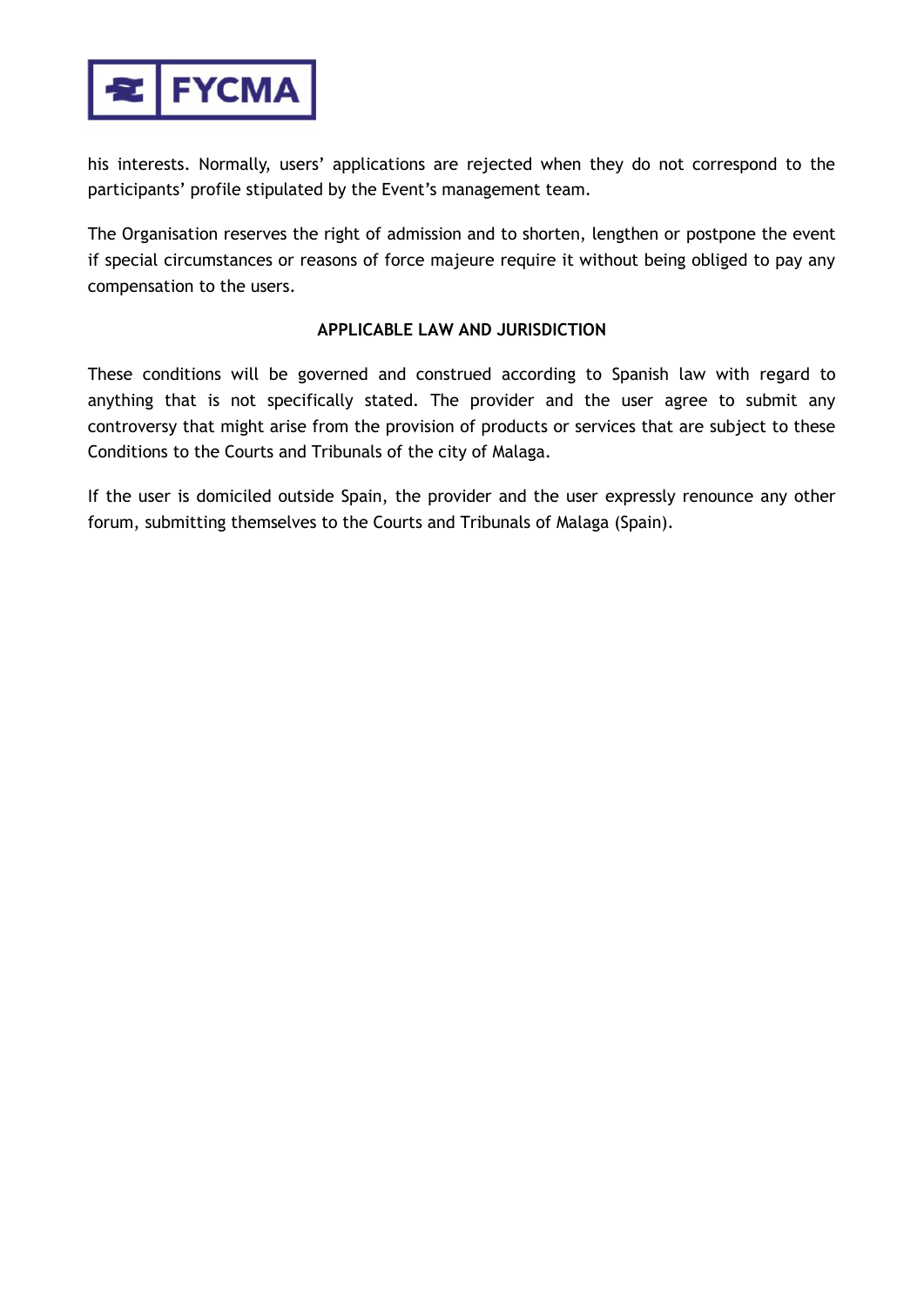his interests. Normally, users' applications are rejected when they do not correspond to the participants' profile stipulated by the Event's management team.

The Organisation reserves the right of admission and to shorten, lengthen or postpone the event if special circumstances or reasons of force majeure require it without being obliged to pay any compensation to the users.

## APPLICABLE LAW AND JURISDICTION

These conditions will be governed and construed according to Spanish law with regard to anything that is not specifically stated. The provider and the user agree to submit any controversy that might arise from the provision of products or services that are subject to these Conditions to the Courts and Tribunals of the city of Malaga.

If the user is domiciled outside Spain, the provider and the user expressly renounce any other forum, submitting themselves to the Courts and Tribunals of Malaga (Spain).